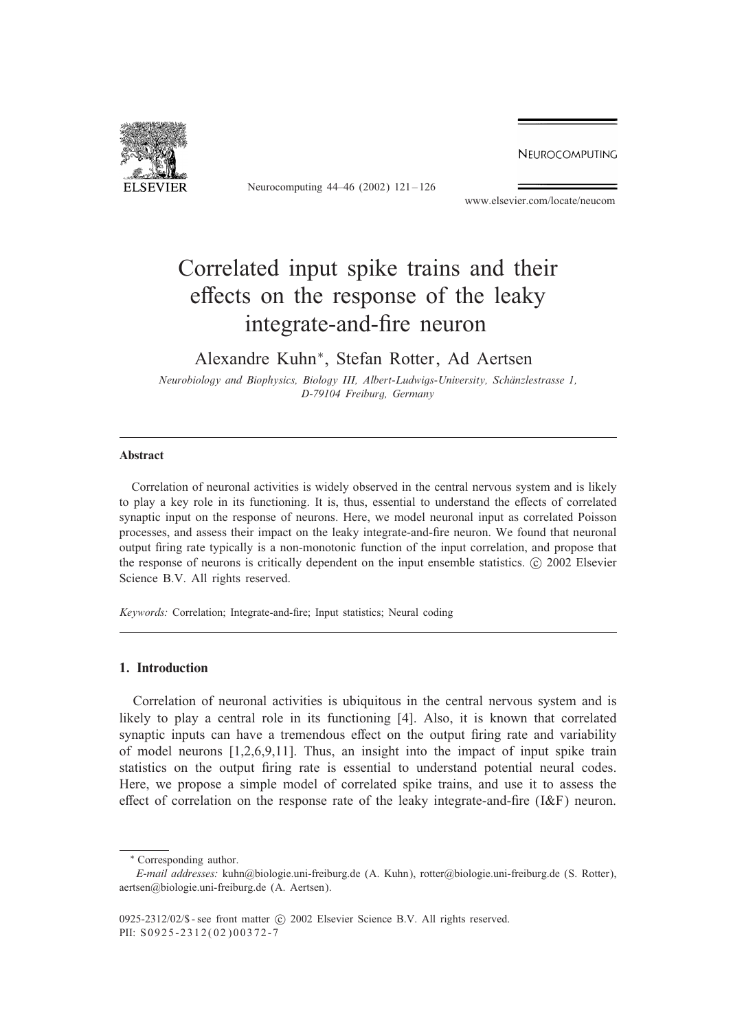# Correlated input spike trains and their effects on the response of the leaky integrate-and-fire neuron

Alexandre Kuhn*, Stefan Rotter, Ad Aertsen

*Neurobiology and Biophysics, Biology III, Albert-Ludwigs-University, Schänzlestrasse 1, D-79104 Freiburg, Germany*

---

## Abstract

Correlation of neuronal activities is widely observed in the central nervous system and is likely to play a key role in its functioning. It is, thus, essential to understand the effects of correlated synaptic input on the response of neurons. Here, we model neuronal input as correlated Poisson processes, and assess their impact on the leaky integrate-and-fire neuron. We found that neuronal output firing rate typically is a non-monotonic function of the input correlation, and propose that the response of neurons is critically dependent on the input ensemble statistics. © 2002 Elsevier Science B.V. All rights reserved.

*Keywords:* Correlation; Integrate-and-fire; Input statistics; Neural coding

---

## 1. Introduction

Correlation of neuronal activities is ubiquitous in the central nervous system and is likely to play a central role in its functioning [4]. Also, it is known that correlated synaptic inputs can have a tremendous effect on the output firing rate and variability of model neurons [1,2,6,9,11]. Thus, an insight into the impact of input spike train statistics on the output firing rate is essential to understand potential neural codes. Here, we propose a simple model of correlated spike trains, and use it to assess the effect of correlation on the response rate of the leaky integrate-and-fire (I&F) neuron.

---

* Corresponding author.

*E-mail addresses:* kuhn@biologie.uni-freiburg.de (A. Kuhn), rotter@biologie.uni-freiburg.de (S. Rotter), aertsen@biologie.uni-freiburg.de (A. Aertsen).

0925-2312/02/$ - see front matter © 2002 Elsevier Science B.V. All rights reserved.
PII: S0925-2312(02)00372-7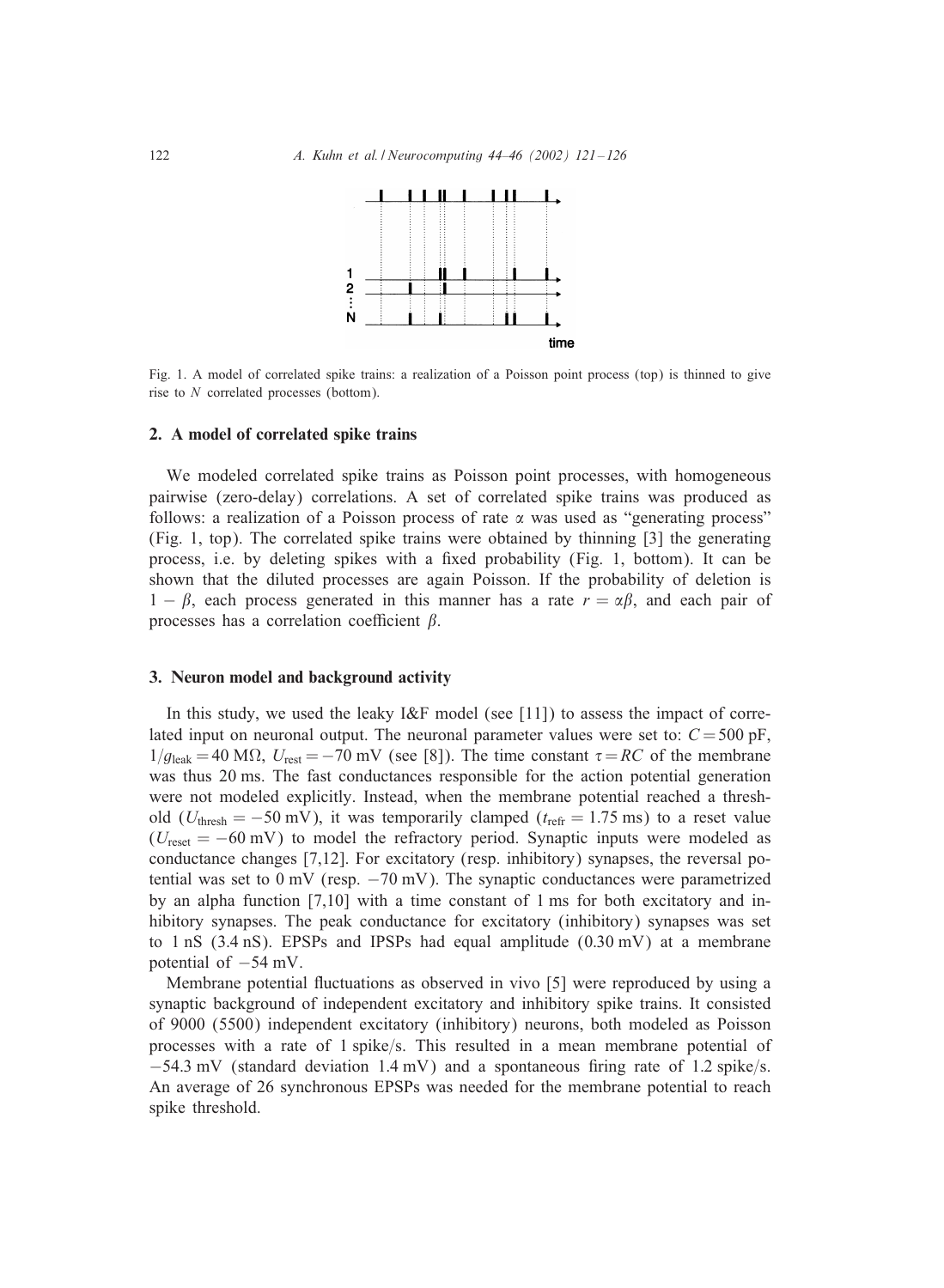Fig. 1. A model of correlated spike trains: a realization of a Poisson point process (top) is thinned to give rise to $N$ correlated processes (bottom).

## 2. A model of correlated spike trains

We modeled correlated spike trains as Poisson point processes, with homogeneous pairwise (zero-delay) correlations. A set of correlated spike trains was produced as follows: a realization of a Poisson process of rate $\alpha$ was used as "generating process" (Fig. 1, top). The correlated spike trains were obtained by thinning [3] the generating process, i.e. by deleting spikes with a fixed probability (Fig. 1, bottom). It can be shown that the diluted processes are again Poisson. If the probability of deletion is $1 - \beta$, each process generated in this manner has a rate $r = \alpha\beta$, and each pair of processes has a correlation coefficient $\beta$.

## 3. Neuron model and background activity

In this study, we used the leaky I&F model (see [11]) to assess the impact of correlated input on neuronal output. The neuronal parameter values were set to: $C = 500$ pF, $1/g_{\mathrm{leak}} = 40$ M$\Omega$, $U_{\mathrm{rest}} = -70$ mV (see [8]). The time constant $\tau = RC$ of the membrane was thus 20 ms. The fast conductances responsible for the action potential generation were not modeled explicitly. Instead, when the membrane potential reached a threshold ($U_{\mathrm{thresh}} = -50$ mV), it was temporarily clamped ($t_{\mathrm{refr}} = 1.75$ ms) to a reset value ($U_{\mathrm{reset}} = -60$ mV) to model the refractory period. Synaptic inputs were modeled as conductance changes [7,12]. For excitatory (resp. inhibitory) synapses, the reversal potential was set to 0 mV (resp. $-70$ mV). The synaptic conductances were parametrized by an alpha function [7,10] with a time constant of 1 ms for both excitatory and inhibitory synapses. The peak conductance for excitatory (inhibitory) synapses was set to 1 nS (3.4 nS). EPSPs and IPSPs had equal amplitude (0.30 mV) at a membrane potential of $-54$ mV.

Membrane potential fluctuations as observed in vivo [5] were reproduced by using a synaptic background of independent excitatory and inhibitory spike trains. It consisted of 9000 (5500) independent excitatory (inhibitory) neurons, both modeled as Poisson processes with a rate of 1 spike/s. This resulted in a mean membrane potential of $-54.3$ mV (standard deviation 1.4 mV) and a spontaneous firing rate of 1.2 spike/s. An average of 26 synchronous EPSPs was needed for the membrane potential to reach spike threshold.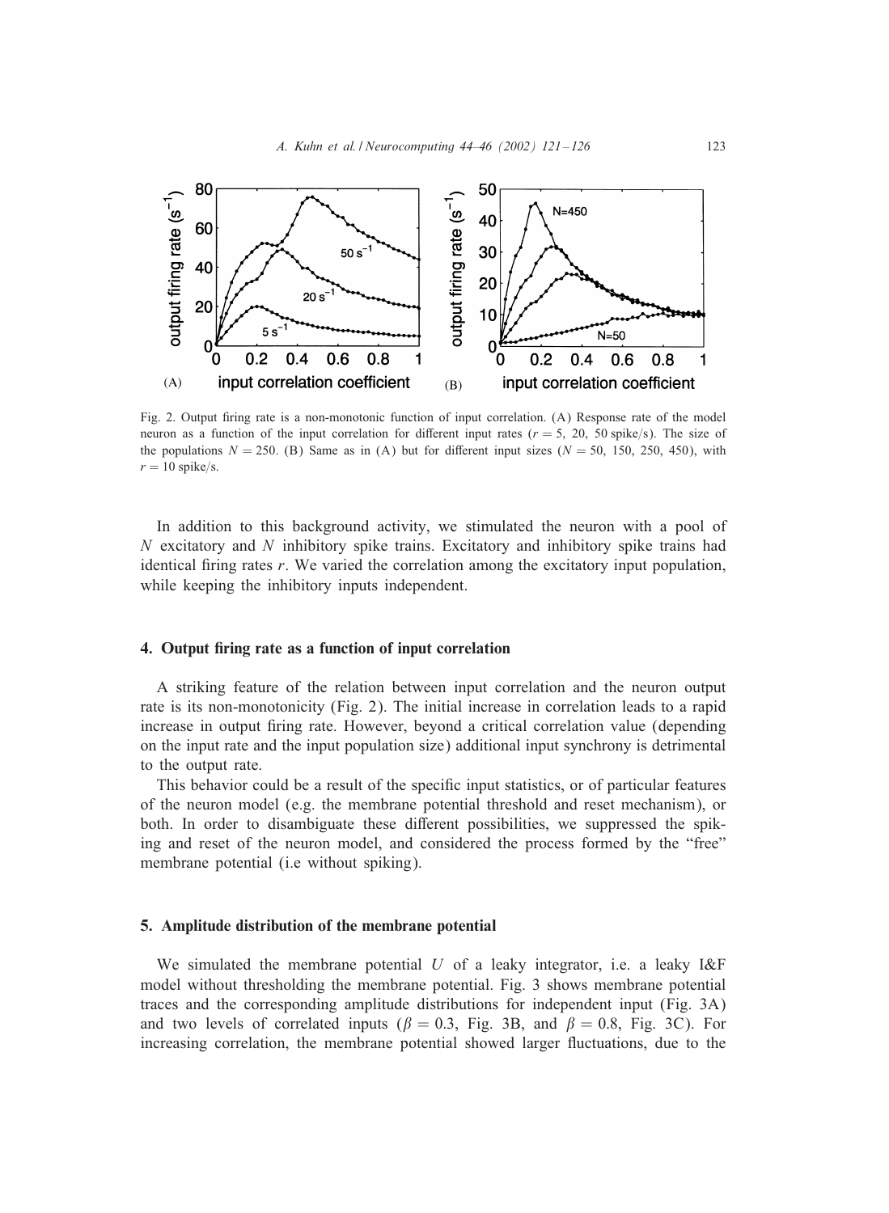Fig. 2. Output firing rate is a non-monotonic function of input correlation. (A) Response rate of the model neuron as a function of the input correlation for different input rates ($r = 5$, 20, 50 spike/s). The size of the populations $N = 250$. (B) Same as in (A) but for different input sizes ($N = 50$, 150, 250, 450), with $r = 10$ spike/s.

In addition to this background activity, we stimulated the neuron with a pool of $N$ excitatory and $N$ inhibitory spike trains. Excitatory and inhibitory spike trains had identical firing rates $r$. We varied the correlation among the excitatory input population, while keeping the inhibitory inputs independent.

## 4. Output firing rate as a function of input correlation

A striking feature of the relation between input correlation and the neuron output rate is its non-monotonicity (Fig. 2). The initial increase in correlation leads to a rapid increase in output firing rate. However, beyond a critical correlation value (depending on the input rate and the input population size) additional input synchrony is detrimental to the output rate.

This behavior could be a result of the specific input statistics, or of particular features of the neuron model (e.g. the membrane potential threshold and reset mechanism), or both. In order to disambiguate these different possibilities, we suppressed the spiking and reset of the neuron model, and considered the process formed by the "free" membrane potential (i.e without spiking).

## 5. Amplitude distribution of the membrane potential

We simulated the membrane potential $U$ of a leaky integrator, i.e. a leaky I&F model without thresholding the membrane potential. Fig. 3 shows membrane potential traces and the corresponding amplitude distributions for independent input (Fig. 3A) and two levels of correlated inputs ($\beta = 0.3$, Fig. 3B, and $\beta = 0.8$, Fig. 3C). For increasing correlation, the membrane potential showed larger fluctuations, due to the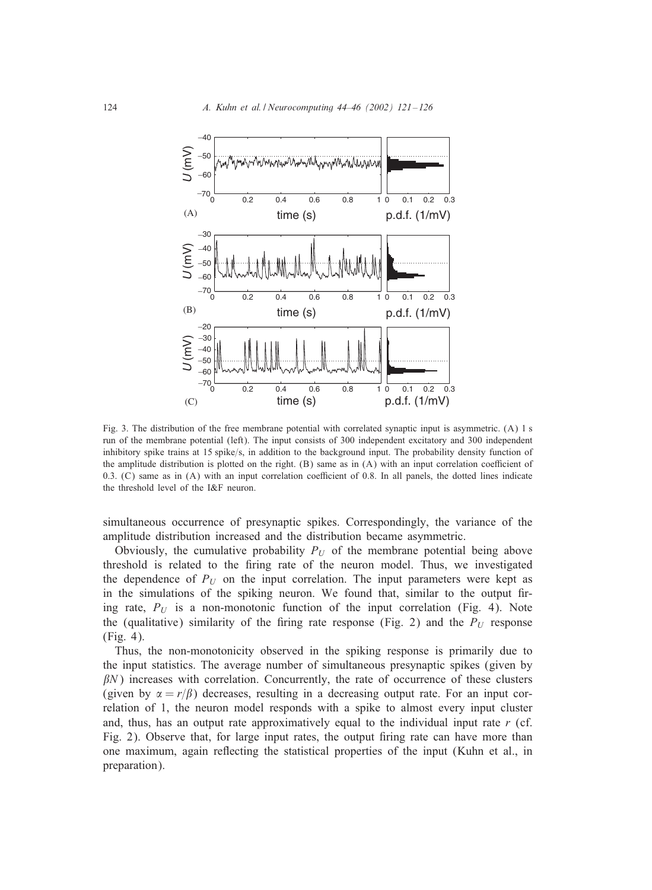Fig. 3. The distribution of the free membrane potential with correlated synaptic input is asymmetric. (A) 1 s run of the membrane potential (left). The input consists of 300 independent excitatory and 300 independent inhibitory spike trains at 15 spike/s, in addition to the background input. The probability density function of the amplitude distribution is plotted on the right. (B) same as in (A) with an input correlation coefficient of 0.3. (C) same as in (A) with an input correlation coefficient of 0.8. In all panels, the dotted lines indicate the threshold level of the I&F neuron.

simultaneous occurrence of presynaptic spikes. Correspondingly, the variance of the amplitude distribution increased and the distribution became asymmetric.

Obviously, the cumulative probability $P_U$ of the membrane potential being above threshold is related to the firing rate of the neuron model. Thus, we investigated the dependence of $P_U$ on the input correlation. The input parameters were kept as in the simulations of the spiking neuron. We found that, similar to the output firing rate, $P_U$ is a non-monotonic function of the input correlation (Fig. 4). Note the (qualitative) similarity of the firing rate response (Fig. 2) and the $P_U$ response (Fig. 4).

Thus, the non-monotonicity observed in the spiking response is primarily due to the input statistics. The average number of simultaneous presynaptic spikes (given by $\beta N$) increases with correlation. Concurrently, the rate of occurrence of these clusters (given by $\alpha = r/\beta$) decreases, resulting in a decreasing output rate. For an input correlation of 1, the neuron model responds with a spike to almost every input cluster and, thus, has an output rate approximatively equal to the individual input rate $r$ (cf. Fig. 2). Observe that, for large input rates, the output firing rate can have more than one maximum, again reflecting the statistical properties of the input (Kuhn et al., in preparation).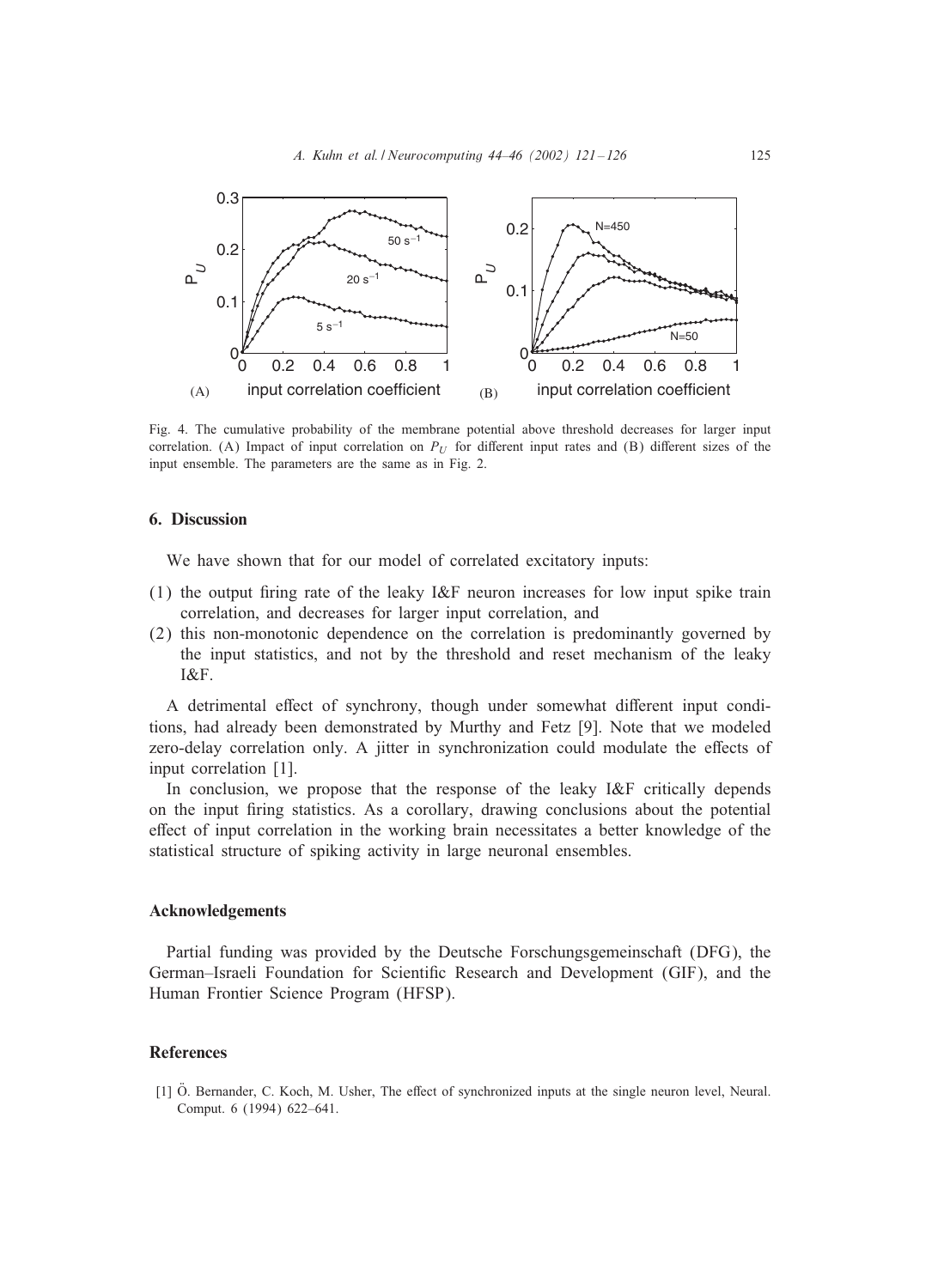Fig. 4. The cumulative probability of the membrane potential above threshold decreases for larger input correlation. (A) Impact of input correlation on $P_U$ for different input rates and (B) different sizes of the input ensemble. The parameters are the same as in Fig. 2.

## 6. Discussion

We have shown that for our model of correlated excitatory inputs:

(1) the output firing rate of the leaky I&F neuron increases for low input spike train correlation, and decreases for larger input correlation, and
(2) this non-monotonic dependence on the correlation is predominantly governed by the input statistics, and not by the threshold and reset mechanism of the leaky I&F.

A detrimental effect of synchrony, though under somewhat different input conditions, had already been demonstrated by Murthy and Fetz [9]. Note that we modeled zero-delay correlation only. A jitter in synchronization could modulate the effects of input correlation [1].

In conclusion, we propose that the response of the leaky I&F critically depends on the input firing statistics. As a corollary, drawing conclusions about the potential effect of input correlation in the working brain necessitates a better knowledge of the statistical structure of spiking activity in large neuronal ensembles.

## Acknowledgements

Partial funding was provided by the Deutsche Forschungsgemeinschaft (DFG), the German–Israeli Foundation for Scientific Research and Development (GIF), and the Human Frontier Science Program (HFSP).

## References

[1] Ö. Bernander, C. Koch, M. Usher, The effect of synchronized inputs at the single neuron level, Neural. Comput. 6 (1994) 622–641.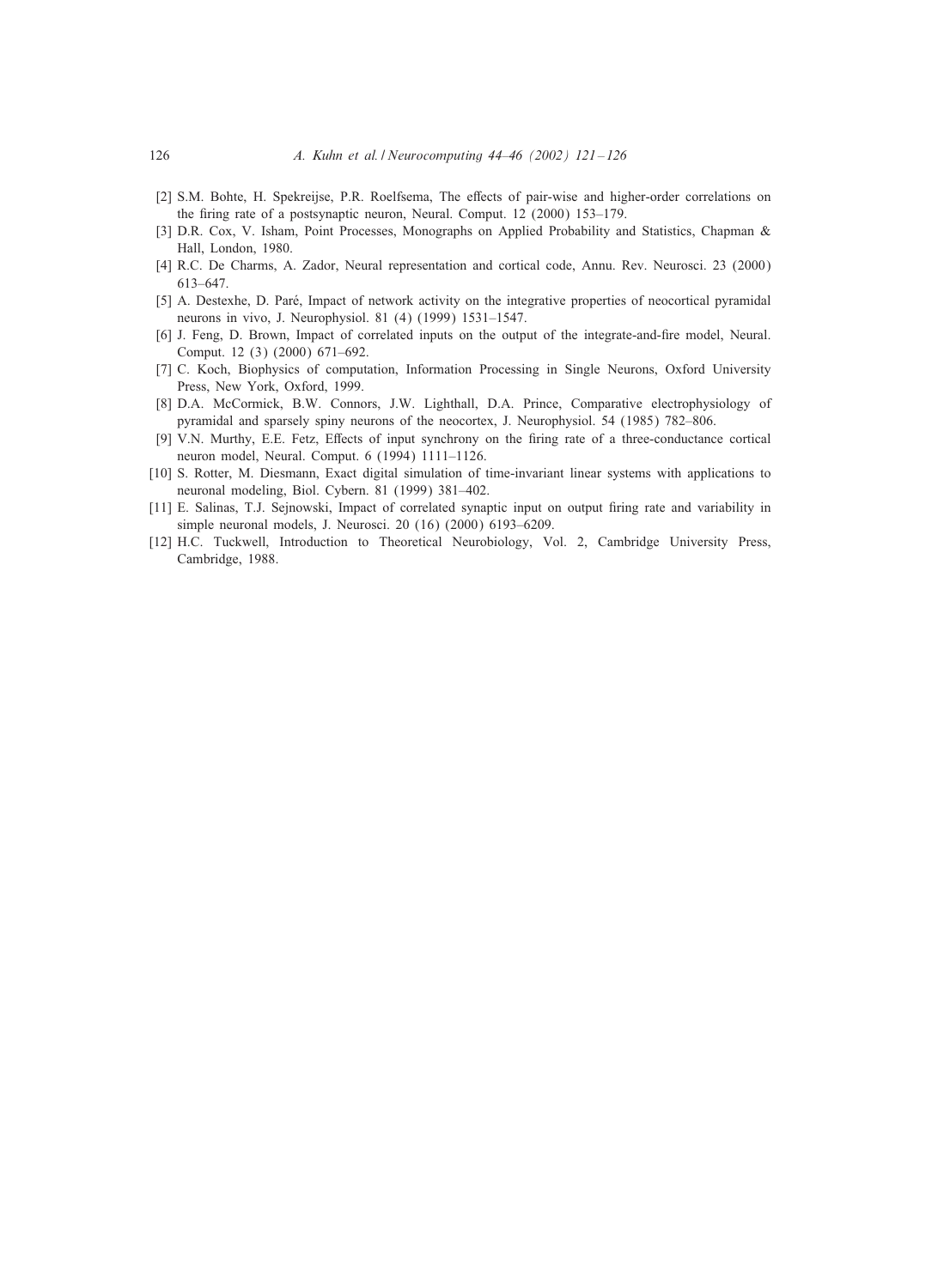[2] S.M. Bohte, H. Spekreijse, P.R. Roelfsema, The effects of pair-wise and higher-order correlations on the firing rate of a postsynaptic neuron, Neural. Comput. 12 (2000) 153–179.

[3] D.R. Cox, V. Isham, Point Processes, Monographs on Applied Probability and Statistics, Chapman & Hall, London, 1980.

[4] R.C. De Charms, A. Zador, Neural representation and cortical code, Annu. Rev. Neurosci. 23 (2000) 613–647.

[5] A. Destexhe, D. Paré, Impact of network activity on the integrative properties of neocortical pyramidal neurons in vivo, J. Neurophysiol. 81 (4) (1999) 1531–1547.

[6] J. Feng, D. Brown, Impact of correlated inputs on the output of the integrate-and-fire model, Neural. Comput. 12 (3) (2000) 671–692.

[7] C. Koch, Biophysics of computation, Information Processing in Single Neurons, Oxford University Press, New York, Oxford, 1999.

[8] D.A. McCormick, B.W. Connors, J.W. Lighthall, D.A. Prince, Comparative electrophysiology of pyramidal and sparsely spiny neurons of the neocortex, J. Neurophysiol. 54 (1985) 782–806.

[9] V.N. Murthy, E.E. Fetz, Effects of input synchrony on the firing rate of a three-conductance cortical neuron model, Neural. Comput. 6 (1994) 1111–1126.

[10] S. Rotter, M. Diesmann, Exact digital simulation of time-invariant linear systems with applications to neuronal modeling, Biol. Cybern. 81 (1999) 381–402.

[11] E. Salinas, T.J. Sejnowski, Impact of correlated synaptic input on output firing rate and variability in simple neuronal models, J. Neurosci. 20 (16) (2000) 6193–6209.

[12] H.C. Tuckwell, Introduction to Theoretical Neurobiology, Vol. 2, Cambridge University Press, Cambridge, 1988.